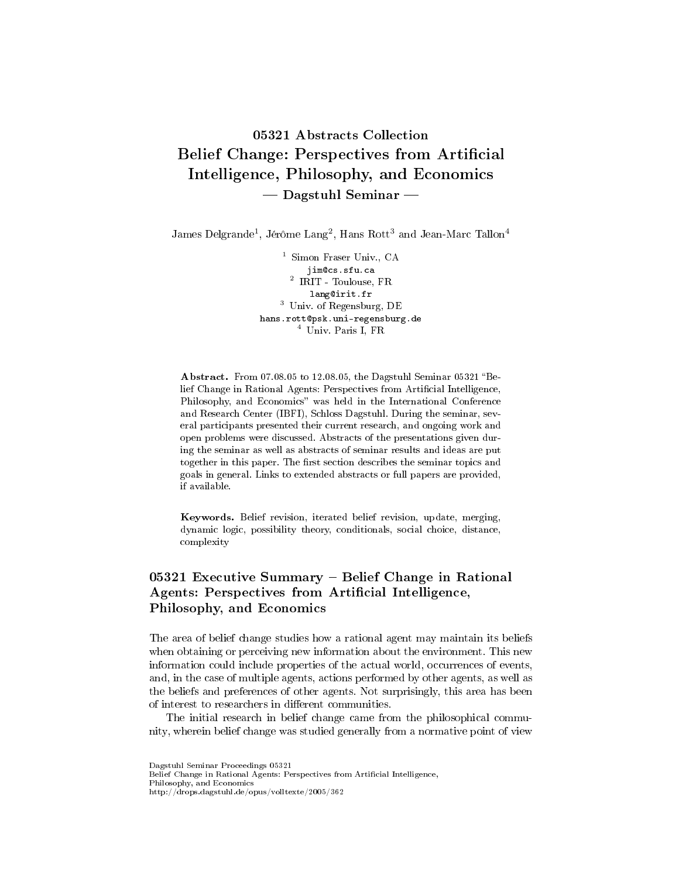# 05321 Abstracts Collection
# Belief Change: Perspectives from Artificial Intelligence, Philosophy, and Economics
## — Dagstuhl Seminar —

James Delgrande[1], Jérôme Lang[2], Hans Rott[3] and Jean-Marc Tallon[4]

[1] Simon Fraser Univ., CA
jim@cs.sfu.ca
[2] IRIT - Toulouse, FR
lang@irit.fr
[3] Univ. of Regensburg, DE
hans.rott@psk.uni-regensburg.de
[4] Univ. Paris I, FR

**Abstract.** From 07.08.05 to 12.08.05, the Dagstuhl Seminar 05321 "Belief Change in Rational Agents: Perspectives from Artificial Intelligence, Philosophy, and Economics" was held in the International Conference and Research Center (IBFI), Schloss Dagstuhl. During the seminar, several participants presented their current research, and ongoing work and open problems were discussed. Abstracts of the presentations given during the seminar as well as abstracts of seminar results and ideas are put together in this paper. The first section describes the seminar topics and goals in general. Links to extended abstracts or full papers are provided, if available.

**Keywords.** Belief revision, iterated belief revision, update, merging, dynamic logic, possibility theory, conditionals, social choice, distance, complexity

## 05321 Executive Summary – Belief Change in Rational Agents: Perspectives from Artificial Intelligence, Philosophy, and Economics

The area of belief change studies how a rational agent may maintain its beliefs when obtaining or perceiving new information about the environment. This new information could include properties of the actual world, occurrences of events, and, in the case of multiple agents, actions performed by other agents, as well as the beliefs and preferences of other agents. Not surprisingly, this area has been of interest to researchers in different communities.

The initial research in belief change came from the philosophical community, wherein belief change was studied generally from a normative point of view

Dagstuhl Seminar Proceedings 05321
Belief Change in Rational Agents: Perspectives from Artificial Intelligence, Philosophy, and Economics
http://drops.dagstuhl.de/opus/volltexte/2005/362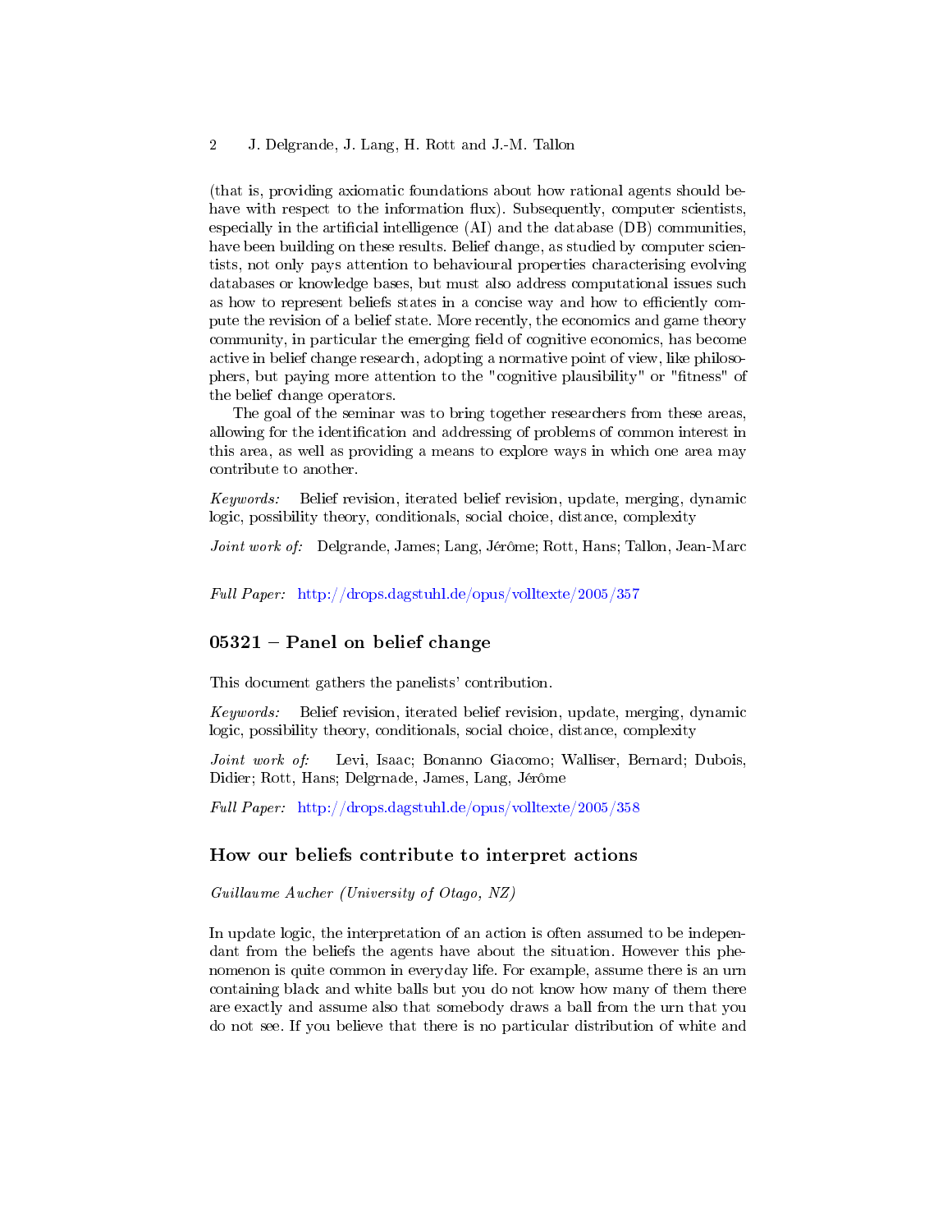(that is, providing axiomatic foundations about how rational agents should behave with respect to the information flux). Subsequently, computer scientists, especially in the artificial intelligence (AI) and the database (DB) communities, have been building on these results. Belief change, as studied by computer scientists, not only pays attention to behavioural properties characterising evolving databases or knowledge bases, but must also address computational issues such as how to represent beliefs states in a concise way and how to efficiently compute the revision of a belief state. More recently, the economics and game theory community, in particular the emerging field of cognitive economics, has become active in belief change research, adopting a normative point of view, like philosophers, but paying more attention to the "cognitive plausibility" or "fitness" of the belief change operators.

The goal of the seminar was to bring together researchers from these areas, allowing for the identification and addressing of problems of common interest in this area, as well as providing a means to explore ways in which one area may contribute to another.

*Keywords:* Belief revision, iterated belief revision, update, merging, dynamic logic, possibility theory, conditionals, social choice, distance, complexity

*Joint work of:* Delgrande, James; Lang, Jérôme; Rott, Hans; Tallon, Jean-Marc

*Full Paper:* http://drops.dagstuhl.de/opus/volltexte/2005/357

## 05321 – Panel on belief change

This document gathers the panelists' contribution.

*Keywords:* Belief revision, iterated belief revision, update, merging, dynamic logic, possibility theory, conditionals, social choice, distance, complexity

*Joint work of:* Levi, Isaac; Bonanno Giacomo; Walliser, Bernard; Dubois, Didier; Rott, Hans; Delgrnade, James, Lang, Jérôme

*Full Paper:* http://drops.dagstuhl.de/opus/volltexte/2005/358

## How our beliefs contribute to interpret actions

*Guillaume Aucher (University of Otago, NZ)*

In update logic, the interpretation of an action is often assumed to be independant from the beliefs the agents have about the situation. However this phenomenon is quite common in everyday life. For example, assume there is an urn containing black and white balls but you do not know how many of them there are exactly and assume also that somebody draws a ball from the urn that you do not see. If you believe that there is no particular distribution of white and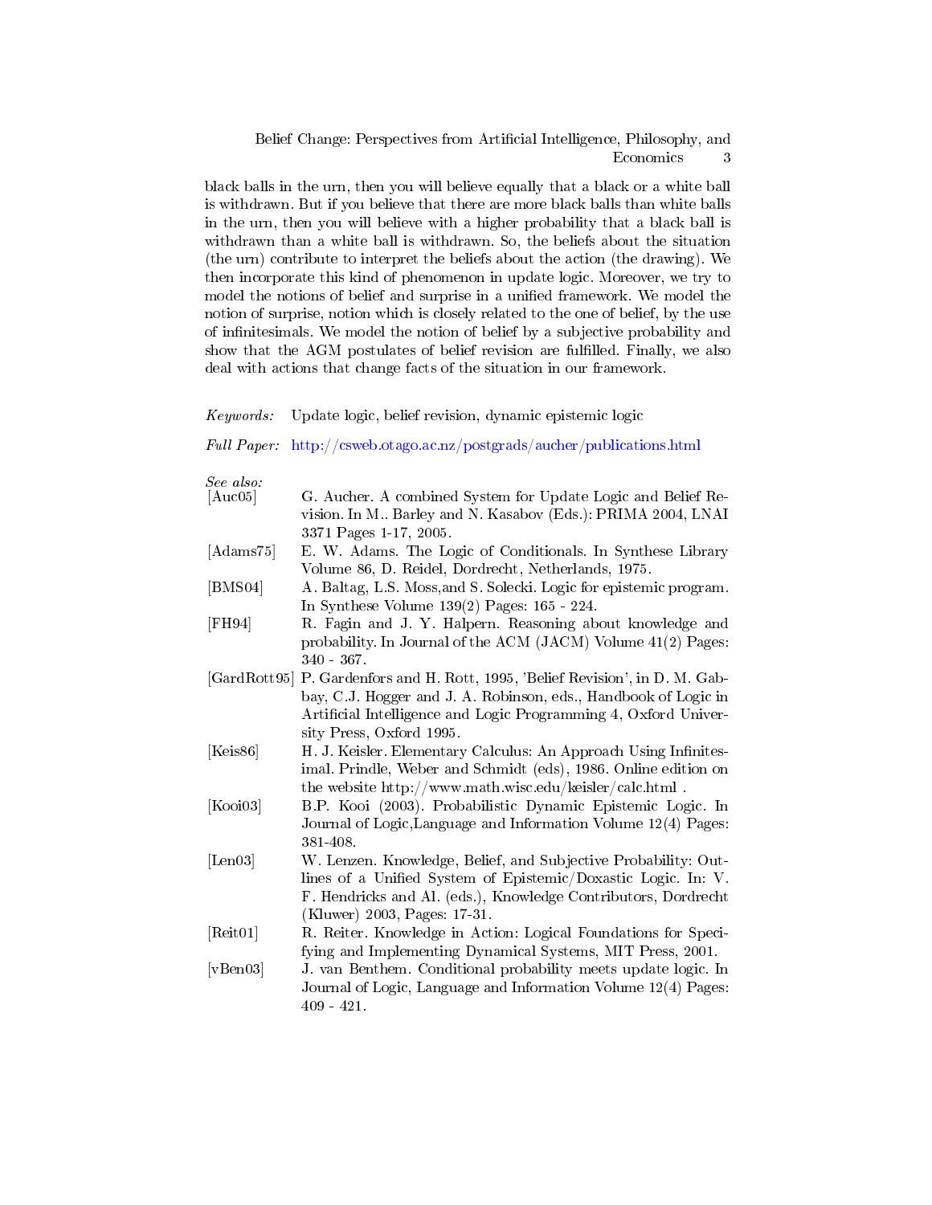black balls in the urn, then you will believe equally that a black or a white ball is withdrawn. But if you believe that there are more black balls than white balls in the urn, then you will believe with a higher probability that a black ball is withdrawn than a white ball is withdrawn. So, the beliefs about the situation (the urn) contribute to interpret the beliefs about the action (the drawing). We then incorporate this kind of phenomenon in update logic. Moreover, we try to model the notions of belief and surprise in a unified framework. We model the notion of surprise, notion which is closely related to the one of belief, by the use of infinitesimals. We model the notion of belief by a subjective probability and show that the AGM postulates of belief revision are fulfilled. Finally, we also deal with actions that change facts of the situation in our framework.

*Keywords:* Update logic, belief revision, dynamic epistemic logic

*Full Paper:* http://csweb.otago.ac.nz/postgrads/aucher/publications.html

*See also:*

[Auc05] G. Aucher. A combined System for Update Logic and Belief Revision. In M.. Barley and N. Kasabov (Eds.): PRIMA 2004, LNAI 3371 Pages 1-17, 2005.

[Adams75] E. W. Adams. The Logic of Conditionals. In Synthese Library Volume 86, D. Reidel, Dordrecht, Netherlands, 1975.

[BMS04] A. Baltag, L.S. Moss,and S. Solecki. Logic for epistemic program. In Synthese Volume 139(2) Pages: 165 - 224.

[FH94] R. Fagin and J. Y. Halpern. Reasoning about knowledge and probability. In Journal of the ACM (JACM) Volume 41(2) Pages: 340 - 367.

[GardRott95] P. Gardenfors and H. Rott, 1995, 'Belief Revision', in D. M. Gabbay, C.J. Hogger and J. A. Robinson, eds., Handbook of Logic in Artificial Intelligence and Logic Programming 4, Oxford University Press, Oxford 1995.

[Keis86] H. J. Keisler. Elementary Calculus: An Approach Using Infinitesimal. Prindle, Weber and Schmidt (eds), 1986. Online edition on the website http://www.math.wisc.edu/keisler/calc.html .

[Kooi03] B.P. Kooi (2003). Probabilistic Dynamic Epistemic Logic. In Journal of Logic,Language and Information Volume 12(4) Pages: 381-408.

[Len03] W. Lenzen. Knowledge, Belief, and Subjective Probability: Outlines of a Unified System of Epistemic/Doxastic Logic. In: V. F. Hendricks and Al. (eds.), Knowledge Contributors, Dordrecht (Kluwer) 2003, Pages: 17-31.

[Reit01] R. Reiter. Knowledge in Action: Logical Foundations for Specifying and Implementing Dynamical Systems, MIT Press, 2001.

[vBen03] J. van Benthem. Conditional probability meets update logic. In Journal of Logic, Language and Information Volume 12(4) Pages: 409 - 421.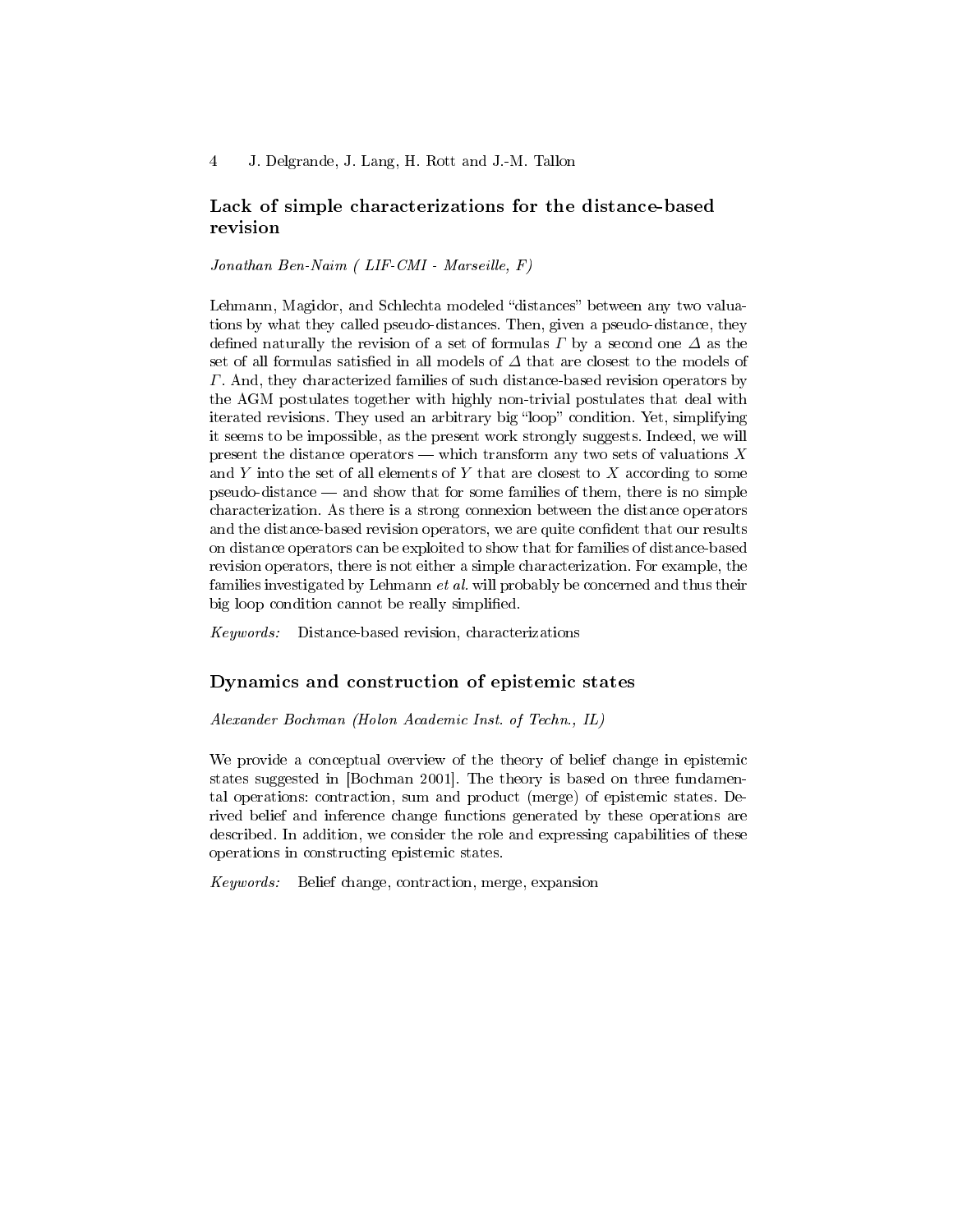## Lack of simple characterizations for the distance-based revision

*Jonathan Ben-Naim ( LIF-CMI - Marseille, F)*

Lehmann, Magidor, and Schlechta modeled "distances" between any two valuations by what they called pseudo-distances. Then, given a pseudo-distance, they defined naturally the revision of a set of formulas $\Gamma$ by a second one $\Delta$ as the set of all formulas satisfied in all models of $\Delta$ that are closest to the models of $\Gamma$. And, they characterized families of such distance-based revision operators by the AGM postulates together with highly non-trivial postulates that deal with iterated revisions. They used an arbitrary big "loop" condition. Yet, simplifying it seems to be impossible, as the present work strongly suggests. Indeed, we will present the distance operators — which transform any two sets of valuations $X$ and $Y$ into the set of all elements of $Y$ that are closest to $X$ according to some pseudo-distance — and show that for some families of them, there is no simple characterization. As there is a strong connexion between the distance operators and the distance-based revision operators, we are quite confident that our results on distance operators can be exploited to show that for families of distance-based revision operators, there is not either a simple characterization. For example, the families investigated by Lehmann *et al.* will probably be concerned and thus their big loop condition cannot be really simplified.

*Keywords:* Distance-based revision, characterizations

## Dynamics and construction of epistemic states

*Alexander Bochman (Holon Academic Inst. of Techn., IL)*

We provide a conceptual overview of the theory of belief change in epistemic states suggested in [Bochman 2001]. The theory is based on three fundamental operations: contraction, sum and product (merge) of epistemic states. Derived belief and inference change functions generated by these operations are described. In addition, we consider the role and expressing capabilities of these operations in constructing epistemic states.

*Keywords:* Belief change, contraction, merge, expansion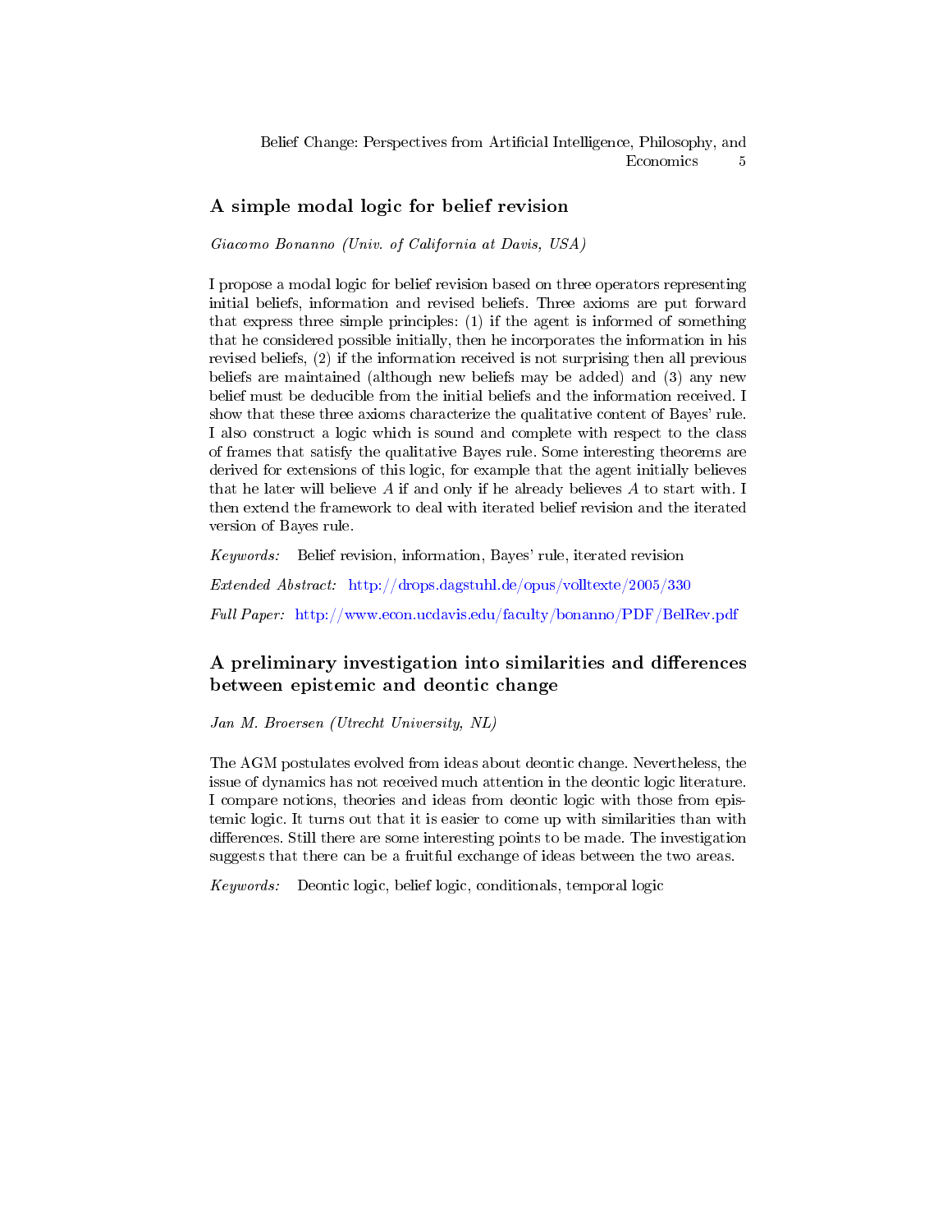## A simple modal logic for belief revision

*Giacomo Bonanno (Univ. of California at Davis, USA)*

I propose a modal logic for belief revision based on three operators representing initial beliefs, information and revised beliefs. Three axioms are put forward that express three simple principles: (1) if the agent is informed of something that he considered possible initially, then he incorporates the information in his revised beliefs, (2) if the information received is not surprising then all previous beliefs are maintained (although new beliefs may be added) and (3) any new belief must be deducible from the initial beliefs and the information received. I show that these three axioms characterize the qualitative content of Bayes' rule. I also construct a logic which is sound and complete with respect to the class of frames that satisfy the qualitative Bayes rule. Some interesting theorems are derived for extensions of this logic, for example that the agent initially believes that he later will believe $A$ if and only if he already believes $A$ to start with. I then extend the framework to deal with iterated belief revision and the iterated version of Bayes rule.

*Keywords:* Belief revision, information, Bayes' rule, iterated revision

*Extended Abstract:* http://drops.dagstuhl.de/opus/volltexte/2005/330

*Full Paper:* http://www.econ.ucdavis.edu/faculty/bonanno/PDF/BelRev.pdf

## A preliminary investigation into similarities and differences between epistemic and deontic change

*Jan M. Broersen (Utrecht University, NL)*

The AGM postulates evolved from ideas about deontic change. Nevertheless, the issue of dynamics has not received much attention in the deontic logic literature. I compare notions, theories and ideas from deontic logic with those from epistemic logic. It turns out that it is easier to come up with similarities than with differences. Still there are some interesting points to be made. The investigation suggests that there can be a fruitful exchange of ideas between the two areas.

*Keywords:* Deontic logic, belief logic, conditionals, temporal logic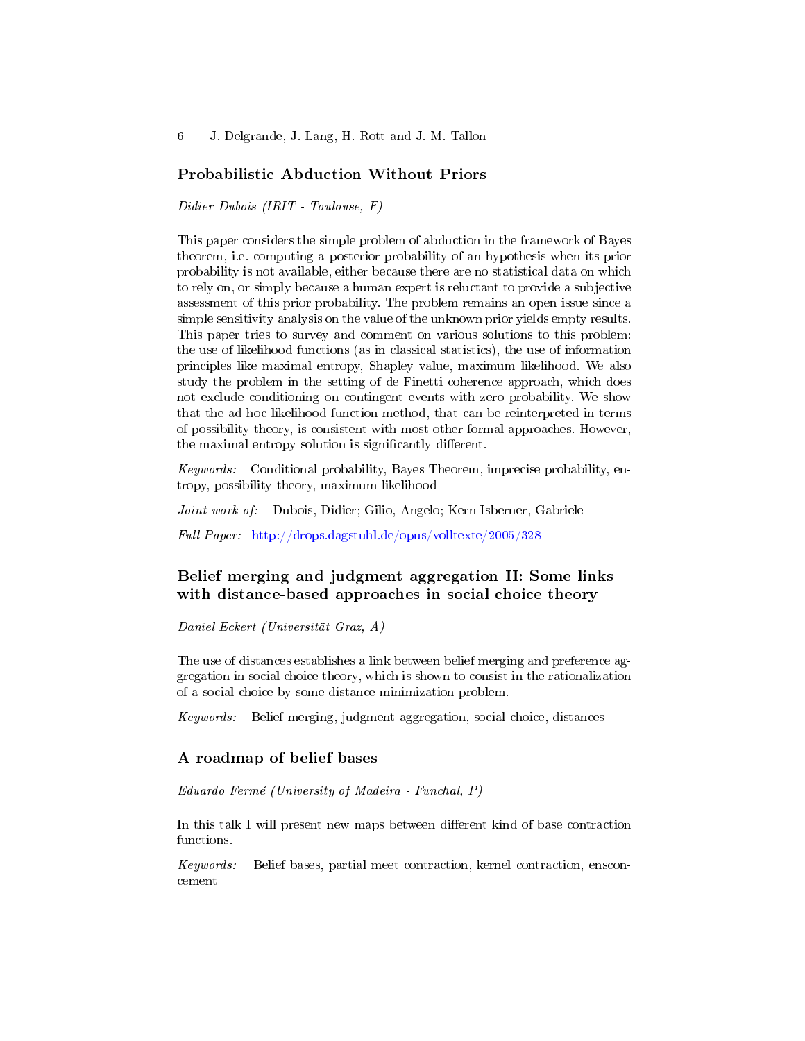## Probabilistic Abduction Without Priors

*Didier Dubois (IRIT - Toulouse, F)*

This paper considers the simple problem of abduction in the framework of Bayes theorem, i.e. computing a posterior probability of an hypothesis when its prior probability is not available, either because there are no statistical data on which to rely on, or simply because a human expert is reluctant to provide a subjective assessment of this prior probability. The problem remains an open issue since a simple sensitivity analysis on the value of the unknown prior yields empty results. This paper tries to survey and comment on various solutions to this problem: the use of likelihood functions (as in classical statistics), the use of information principles like maximal entropy, Shapley value, maximum likelihood. We also study the problem in the setting of de Finetti coherence approach, which does not exclude conditioning on contingent events with zero probability. We show that the ad hoc likelihood function method, that can be reinterpreted in terms of possibility theory, is consistent with most other formal approaches. However, the maximal entropy solution is significantly different.

*Keywords:* Conditional probability, Bayes Theorem, imprecise probability, entropy, possibility theory, maximum likelihood

*Joint work of:* Dubois, Didier; Gilio, Angelo; Kern-Isberner, Gabriele

*Full Paper:* http://drops.dagstuhl.de/opus/volltexte/2005/328

## Belief merging and judgment aggregation II: Some links with distance-based approaches in social choice theory

*Daniel Eckert (Universität Graz, A)*

The use of distances establishes a link between belief merging and preference aggregation in social choice theory, which is shown to consist in the rationalization of a social choice by some distance minimization problem.

*Keywords:* Belief merging, judgment aggregation, social choice, distances

## A roadmap of belief bases

*Eduardo Fermé (University of Madeira - Funchal, P)*

In this talk I will present new maps between different kind of base contraction functions.

*Keywords:* Belief bases, partial meet contraction, kernel contraction, ensconcement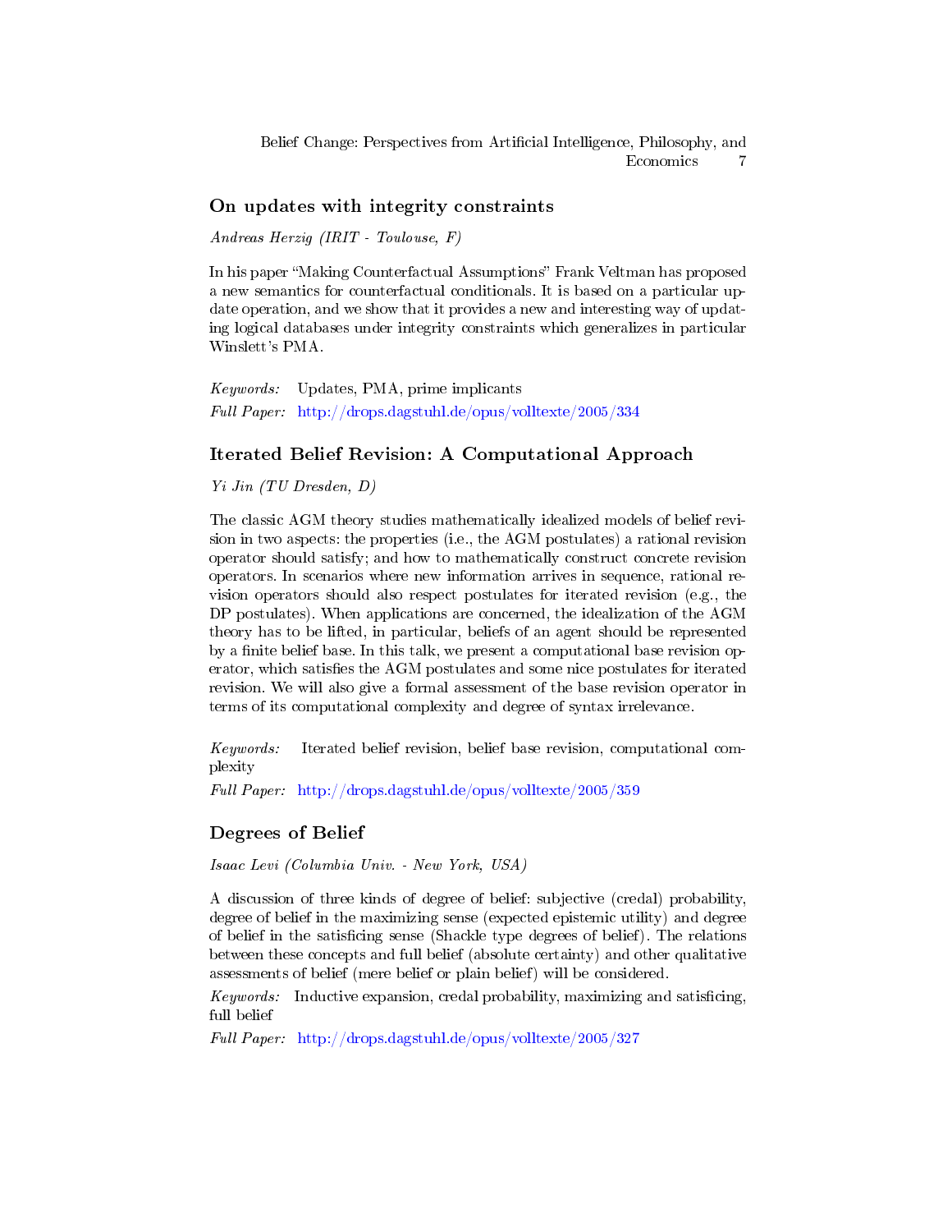## On updates with integrity constraints

*Andreas Herzig (IRIT - Toulouse, F)*

In his paper "Making Counterfactual Assumptions" Frank Veltman has proposed a new semantics for counterfactual conditionals. It is based on a particular update operation, and we show that it provides a new and interesting way of updating logical databases under integrity constraints which generalizes in particular Winslett's PMA.

*Keywords:* Updates, PMA, prime implicants

*Full Paper:* http://drops.dagstuhl.de/opus/volltexte/2005/334

## Iterated Belief Revision: A Computational Approach

*Yi Jin (TU Dresden, D)*

The classic AGM theory studies mathematically idealized models of belief revision in two aspects: the properties (i.e., the AGM postulates) a rational revision operator should satisfy; and how to mathematically construct concrete revision operators. In scenarios where new information arrives in sequence, rational revision operators should also respect postulates for iterated revision (e.g., the DP postulates). When applications are concerned, the idealization of the AGM theory has to be lifted, in particular, beliefs of an agent should be represented by a finite belief base. In this talk, we present a computational base revision operator, which satisfies the AGM postulates and some nice postulates for iterated revision. We will also give a formal assessment of the base revision operator in terms of its computational complexity and degree of syntax irrelevance.

*Keywords:* Iterated belief revision, belief base revision, computational complexity

*Full Paper:* http://drops.dagstuhl.de/opus/volltexte/2005/359

## Degrees of Belief

*Isaac Levi (Columbia Univ. - New York, USA)*

A discussion of three kinds of degree of belief: subjective (credal) probability, degree of belief in the maximizing sense (expected epistemic utility) and degree of belief in the satisficing sense (Shackle type degrees of belief). The relations between these concepts and full belief (absolute certainty) and other qualitative assessments of belief (mere belief or plain belief) will be considered.

*Keywords:* Inductive expansion, credal probability, maximizing and satisficing, full belief

*Full Paper:* http://drops.dagstuhl.de/opus/volltexte/2005/327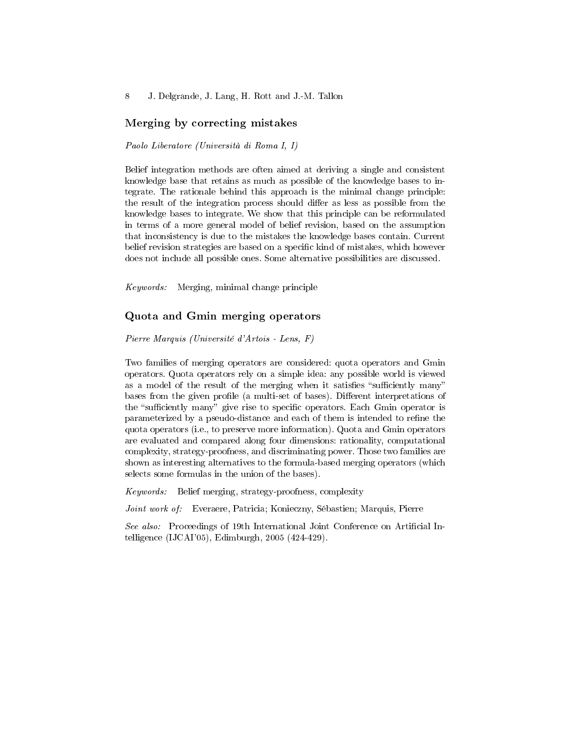## Merging by correcting mistakes

*Paolo Liberatore (Università di Roma I, I)*

Belief integration methods are often aimed at deriving a single and consistent knowledge base that retains as much as possible of the knowledge bases to integrate. The rationale behind this approach is the minimal change principle: the result of the integration process should differ as less as possible from the knowledge bases to integrate. We show that this principle can be reformulated in terms of a more general model of belief revision, based on the assumption that inconsistency is due to the mistakes the knowledge bases contain. Current belief revision strategies are based on a specific kind of mistakes, which however does not include all possible ones. Some alternative possibilities are discussed.

*Keywords:* Merging, minimal change principle

## Quota and Gmin merging operators

*Pierre Marquis (Université d'Artois - Lens, F)*

Two families of merging operators are considered: quota operators and Gmin operators. Quota operators rely on a simple idea: any possible world is viewed as a model of the result of the merging when it satisfies "sufficiently many" bases from the given profile (a multi-set of bases). Different interpretations of the "sufficiently many" give rise to specific operators. Each Gmin operator is parameterized by a pseudo-distance and each of them is intended to refine the quota operators (i.e., to preserve more information). Quota and Gmin operators are evaluated and compared along four dimensions: rationality, computational complexity, strategy-proofness, and discriminating power. Those two families are shown as interesting alternatives to the formula-based merging operators (which selects some formulas in the union of the bases).

*Keywords:* Belief merging, strategy-proofness, complexity

*Joint work of:* Everaere, Patricia; Konieczny, Sébastien; Marquis, Pierre

*See also:* Proceedings of 19th International Joint Conference on Artificial Intelligence (IJCAI'05), Edimburgh, 2005 (424-429).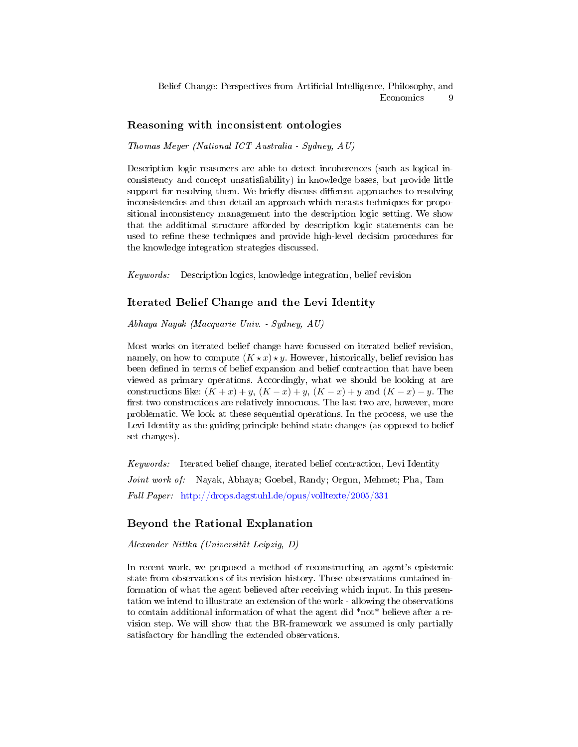## Reasoning with inconsistent ontologies

*Thomas Meyer (National ICT Australia - Sydney, AU)*

Description logic reasoners are able to detect incoherences (such as logical inconsistency and concept unsatisfiability) in knowledge bases, but provide little support for resolving them. We briefly discuss different approaches to resolving inconsistencies and then detail an approach which recasts techniques for propositional inconsistency management into the description logic setting. We show that the additional structure afforded by description logic statements can be used to refine these techniques and provide high-level decision procedures for the knowledge integration strategies discussed.

*Keywords:* Description logics, knowledge integration, belief revision

## Iterated Belief Change and the Levi Identity

*Abhaya Nayak (Macquarie Univ. - Sydney, AU)*

Most works on iterated belief change have focussed on iterated belief revision, namely, on how to compute $(K \star x) \star y$. However, historically, belief revision has been defined in terms of belief expansion and belief contraction that have been viewed as primary operations. Accordingly, what we should be looking at are constructions like: $(K + x) + y$, $(K - x) + y$, $(K - x) + y$ and $(K - x) - y$. The first two constructions are relatively innocuous. The last two are, however, more problematic. We look at these sequential operations. In the process, we use the Levi Identity as the guiding principle behind state changes (as opposed to belief set changes).

*Keywords:* Iterated belief change, iterated belief contraction, Levi Identity

*Joint work of:* Nayak, Abhaya; Goebel, Randy; Orgun, Mehmet; Pha, Tam

*Full Paper:* http://drops.dagstuhl.de/opus/volltexte/2005/331

## Beyond the Rational Explanation

*Alexander Nittka (Universität Leipzig, D)*

In recent work, we proposed a method of reconstructing an agent's epistemic state from observations of its revision history. These observations contained information of what the agent believed after receiving which input. In this presentation we intend to illustrate an extension of the work - allowing the observations to contain additional information of what the agent did *not* believe after a revision step. We will show that the BR-framework we assumed is only partially satisfactory for handling the extended observations.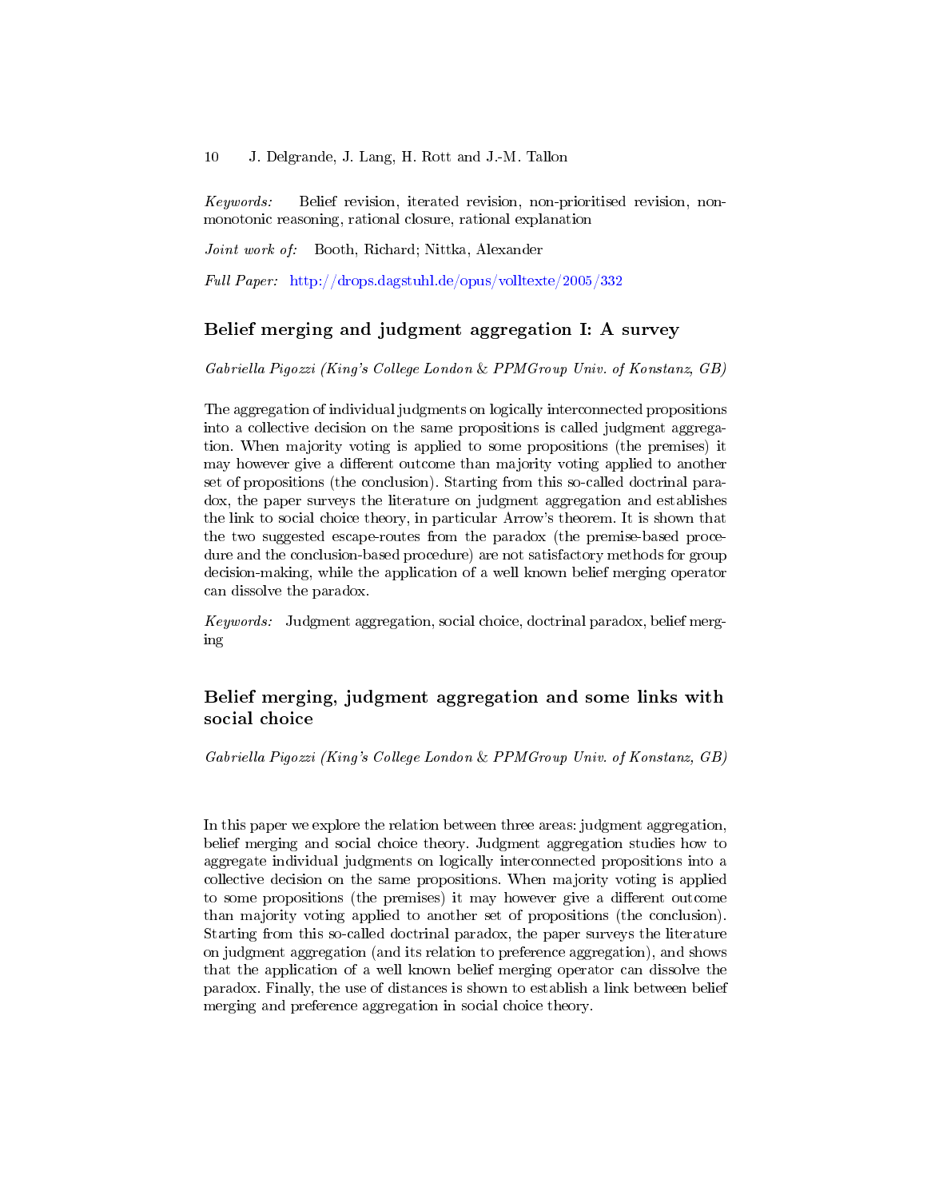*Keywords:* Belief revision, iterated revision, non-prioritised revision, non-monotonic reasoning, rational closure, rational explanation

*Joint work of:* Booth, Richard; Nittka, Alexander

*Full Paper:* http://drops.dagstuhl.de/opus/volltexte/2005/332

## Belief merging and judgment aggregation I: A survey

*Gabriella Pigozzi (King's College London & PPMGroup Univ. of Konstanz, GB)*

The aggregation of individual judgments on logically interconnected propositions into a collective decision on the same propositions is called judgment aggregation. When majority voting is applied to some propositions (the premises) it may however give a different outcome than majority voting applied to another set of propositions (the conclusion). Starting from this so-called doctrinal paradox, the paper surveys the literature on judgment aggregation and establishes the link to social choice theory, in particular Arrow's theorem. It is shown that the two suggested escape-routes from the paradox (the premise-based procedure and the conclusion-based procedure) are not satisfactory methods for group decision-making, while the application of a well known belief merging operator can dissolve the paradox.

*Keywords:* Judgment aggregation, social choice, doctrinal paradox, belief merging

## Belief merging, judgment aggregation and some links with social choice

*Gabriella Pigozzi (King's College London & PPMGroup Univ. of Konstanz, GB)*

In this paper we explore the relation between three areas: judgment aggregation, belief merging and social choice theory. Judgment aggregation studies how to aggregate individual judgments on logically interconnected propositions into a collective decision on the same propositions. When majority voting is applied to some propositions (the premises) it may however give a different outcome than majority voting applied to another set of propositions (the conclusion). Starting from this so-called doctrinal paradox, the paper surveys the literature on judgment aggregation (and its relation to preference aggregation), and shows that the application of a well known belief merging operator can dissolve the paradox. Finally, the use of distances is shown to establish a link between belief merging and preference aggregation in social choice theory.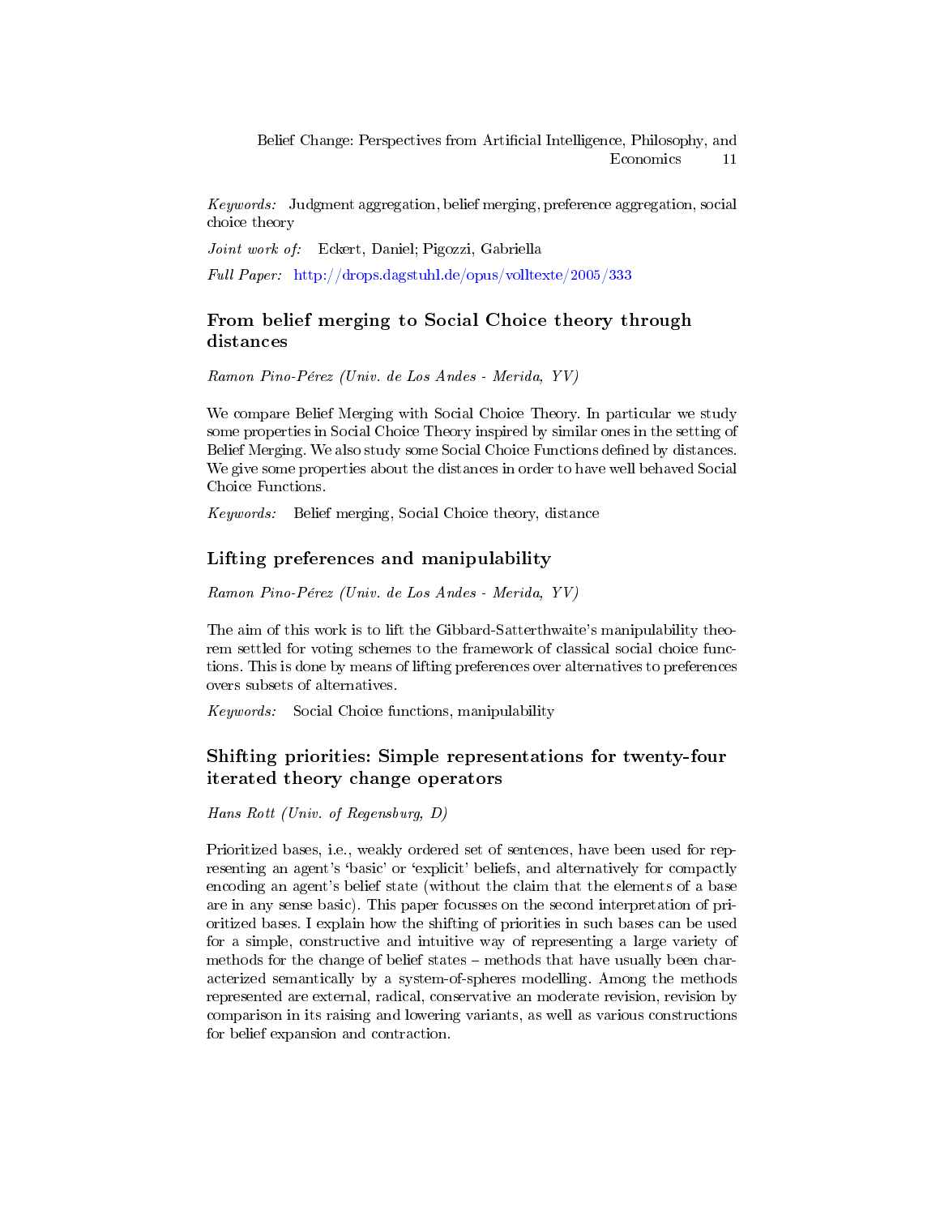*Keywords:* Judgment aggregation, belief merging, preference aggregation, social choice theory

*Joint work of:* Eckert, Daniel; Pigozzi, Gabriella

*Full Paper:* http://drops.dagstuhl.de/opus/volltexte/2005/333

## From belief merging to Social Choice theory through distances

*Ramon Pino-Pérez (Univ. de Los Andes - Merida, YV)*

We compare Belief Merging with Social Choice Theory. In particular we study some properties in Social Choice Theory inspired by similar ones in the setting of Belief Merging. We also study some Social Choice Functions defined by distances. We give some properties about the distances in order to have well behaved Social Choice Functions.

*Keywords:* Belief merging, Social Choice theory, distance

## Lifting preferences and manipulability

*Ramon Pino-Pérez (Univ. de Los Andes - Merida, YV)*

The aim of this work is to lift the Gibbard-Satterthwaite's manipulability theorem settled for voting schemes to the framework of classical social choice functions. This is done by means of lifting preferences over alternatives to preferences overs subsets of alternatives.

*Keywords:* Social Choice functions, manipulability

## Shifting priorities: Simple representations for twenty-four iterated theory change operators

*Hans Rott (Univ. of Regensburg, D)*

Prioritized bases, i.e., weakly ordered set of sentences, have been used for representing an agent's 'basic' or 'explicit' beliefs, and alternatively for compactly encoding an agent's belief state (without the claim that the elements of a base are in any sense basic). This paper focusses on the second interpretation of prioritized bases. I explain how the shifting of priorities in such bases can be used for a simple, constructive and intuitive way of representing a large variety of methods for the change of belief states – methods that have usually been characterized semantically by a system-of-spheres modelling. Among the methods represented are external, radical, conservative an moderate revision, revision by comparison in its raising and lowering variants, as well as various constructions for belief expansion and contraction.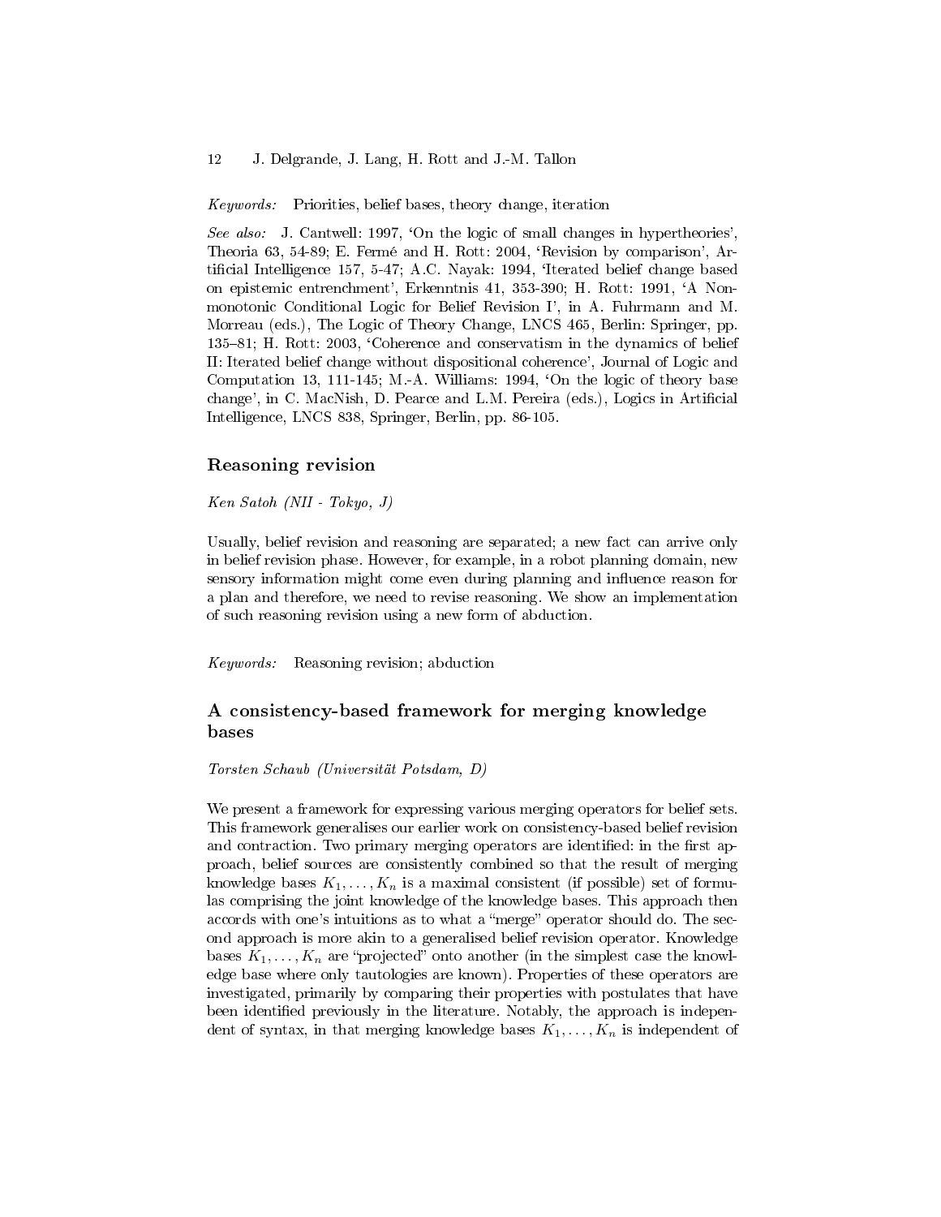*Keywords:* Priorities, belief bases, theory change, iteration

*See also:* J. Cantwell: 1997, 'On the logic of small changes in hypertheories', Theoria 63, 54-89; E. Fermé and H. Rott: 2004, 'Revision by comparison', Artificial Intelligence 157, 5-47; A.C. Nayak: 1994, 'Iterated belief change based on epistemic entrenchment', Erkenntnis 41, 353-390; H. Rott: 1991, 'A Nonmonotonic Conditional Logic for Belief Revision I', in A. Fuhrmann and M. Morreau (eds.), The Logic of Theory Change, LNCS 465, Berlin: Springer, pp. 135–81; H. Rott: 2003, 'Coherence and conservatism in the dynamics of belief II: Iterated belief change without dispositional coherence', Journal of Logic and Computation 13, 111-145; M.-A. Williams: 1994, 'On the logic of theory base change', in C. MacNish, D. Pearce and L.M. Pereira (eds.), Logics in Artificial Intelligence, LNCS 838, Springer, Berlin, pp. 86-105.

## Reasoning revision

*Ken Satoh (NII - Tokyo, J)*

Usually, belief revision and reasoning are separated; a new fact can arrive only in belief revision phase. However, for example, in a robot planning domain, new sensory information might come even during planning and influence reason for a plan and therefore, we need to revise reasoning. We show an implementation of such reasoning revision using a new form of abduction.

*Keywords:* Reasoning revision; abduction

## A consistency-based framework for merging knowledge bases

*Torsten Schaub (Universität Potsdam, D)*

We present a framework for expressing various merging operators for belief sets. This framework generalises our earlier work on consistency-based belief revision and contraction. Two primary merging operators are identified: in the first approach, belief sources are consistently combined so that the result of merging knowledge bases $K_1, \ldots, K_n$ is a maximal consistent (if possible) set of formulas comprising the joint knowledge of the knowledge bases. This approach then accords with one's intuitions as to what a "merge" operator should do. The second approach is more akin to a generalised belief revision operator. Knowledge bases $K_1, \ldots, K_n$ are "projected" onto another (in the simplest case the knowledge base where only tautologies are known). Properties of these operators are investigated, primarily by comparing their properties with postulates that have been identified previously in the literature. Notably, the approach is independent of syntax, in that merging knowledge bases $K_1, \ldots, K_n$ is independent of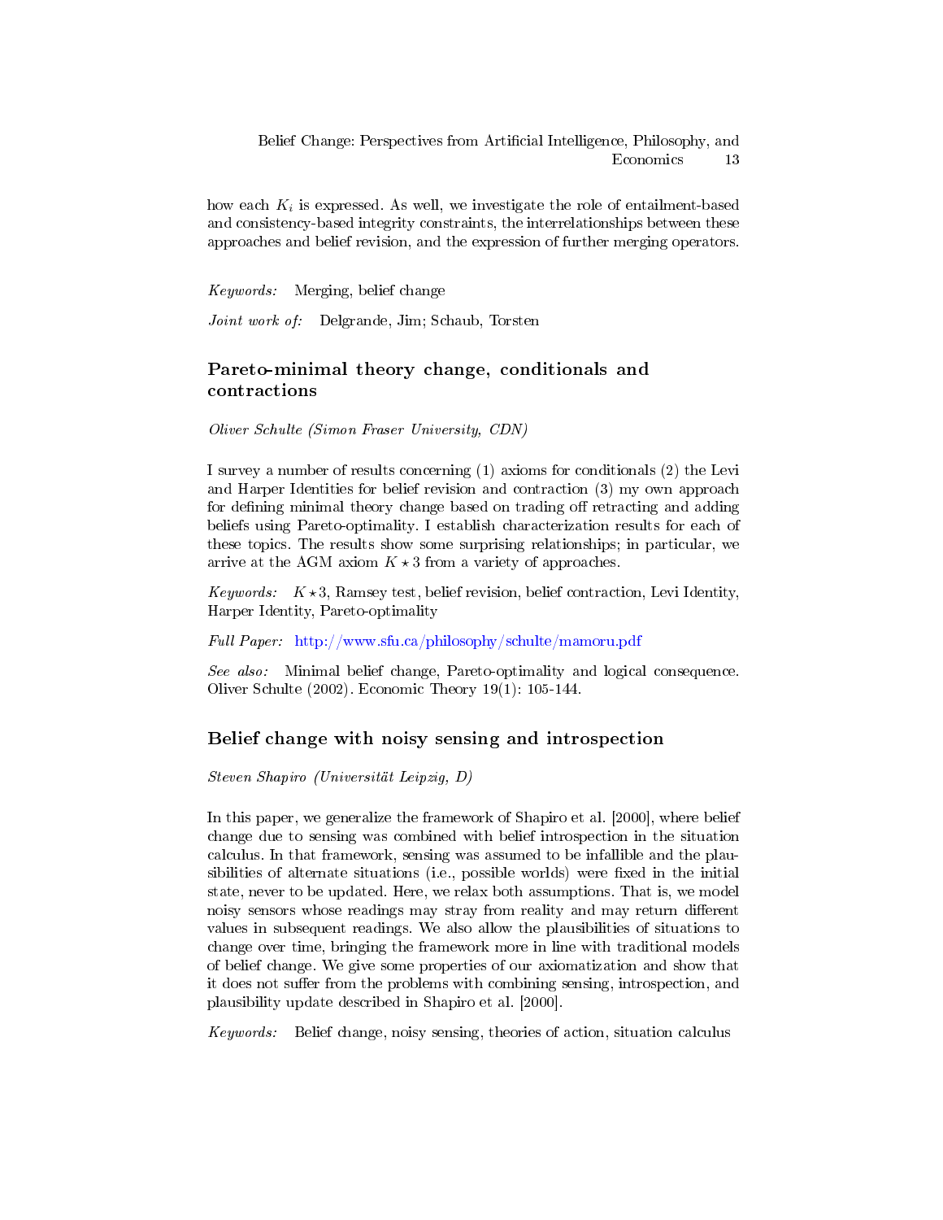how each $K_i$ is expressed. As well, we investigate the role of entailment-based and consistency-based integrity constraints, the interrelationships between these approaches and belief revision, and the expression of further merging operators.

*Keywords:* Merging, belief change

*Joint work of:* Delgrande, Jim; Schaub, Torsten

## Pareto-minimal theory change, conditionals and contractions

*Oliver Schulte (Simon Fraser University, CDN)*

I survey a number of results concerning (1) axioms for conditionals (2) the Levi and Harper Identities for belief revision and contraction (3) my own approach for defining minimal theory change based on trading off retracting and adding beliefs using Pareto-optimality. I establish characterization results for each of these topics. The results show some surprising relationships; in particular, we arrive at the AGM axiom $K \star 3$ from a variety of approaches.

*Keywords:* $K \star 3$, Ramsey test, belief revision, belief contraction, Levi Identity, Harper Identity, Pareto-optimality

*Full Paper:* http://www.sfu.ca/philosophy/schulte/mamoru.pdf

*See also:* Minimal belief change, Pareto-optimality and logical consequence. Oliver Schulte (2002). Economic Theory 19(1): 105-144.

## Belief change with noisy sensing and introspection

*Steven Shapiro (Universität Leipzig, D)*

In this paper, we generalize the framework of Shapiro et al. [2000], where belief change due to sensing was combined with belief introspection in the situation calculus. In that framework, sensing was assumed to be infallible and the plausibilities of alternate situations (i.e., possible worlds) were fixed in the initial state, never to be updated. Here, we relax both assumptions. That is, we model noisy sensors whose readings may stray from reality and may return different values in subsequent readings. We also allow the plausibilities of situations to change over time, bringing the framework more in line with traditional models of belief change. We give some properties of our axiomatization and show that it does not suffer from the problems with combining sensing, introspection, and plausibility update described in Shapiro et al. [2000].

*Keywords:* Belief change, noisy sensing, theories of action, situation calculus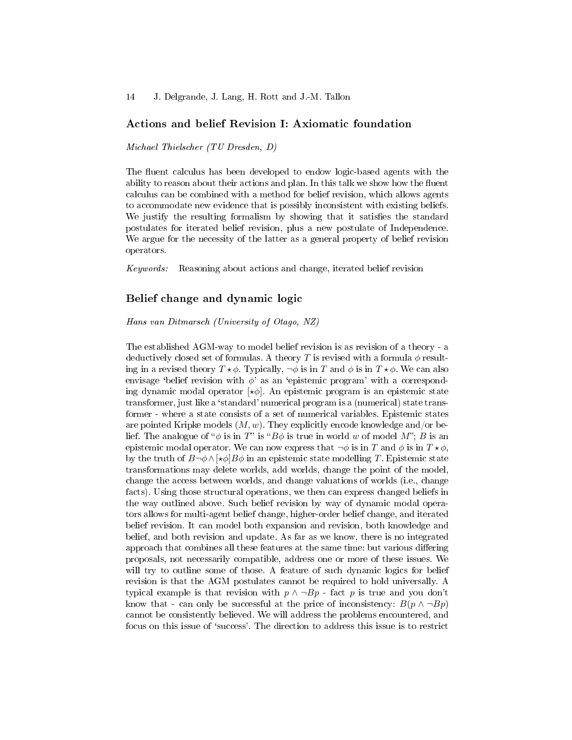## Actions and belief Revision I: Axiomatic foundation

*Michael Thielscher (TU Dresden, D)*

The fluent calculus has been developed to endow logic-based agents with the ability to reason about their actions and plan. In this talk we show how the fluent calculus can be combined with a method for belief revision, which allows agents to accommodate new evidence that is possibly inconsistent with existing beliefs. We justify the resulting formalism by showing that it satisfies the standard postulates for iterated belief revision, plus a new postulate of Independence. We argue for the necessity of the latter as a general property of belief revision operators.

*Keywords:* Reasoning about actions and change, iterated belief revision

## Belief change and dynamic logic

*Hans van Ditmarsch (University of Otago, NZ)*

The established AGM-way to model belief revision is as revision of a theory - a deductively closed set of formulas. A theory $T$ is revised with a formula $\phi$ resulting in a revised theory $T \star \phi$. Typically, $\neg\phi$ is in $T$ and $\phi$ is in $T \star \phi$. We can also envisage 'belief revision with $\phi$' as an 'epistemic program' with a corresponding dynamic modal operator $[\star\phi]$. An epistemic program is an epistemic state transformer, just like a 'standard' numerical program is a (numerical) state transformer - where a state consists of a set of numerical variables. Epistemic states are pointed Kripke models $(M, w)$. They explicitly encode knowledge and/or belief. The analogue of "$\phi$ is in $T$" is "$B\phi$ is true in world $w$ of model $M$"; $B$ is an epistemic modal operator. We can now express that $\neg\phi$ is in $T$ and $\phi$ is in $T \star \phi$, by the truth of $B\neg\phi \wedge [\star\phi]B\phi$ in an epistemic state modelling $T$. Epistemic state transformations may delete worlds, add worlds, change the point of the model, change the access between worlds, and change valuations of worlds (i.e., change facts). Using those structural operations, we then can express changed beliefs in the way outlined above. Such belief revision by way of dynamic modal operators allows for multi-agent belief change, higher-order belief change, and iterated belief revision. It can model both expansion and revision, both knowledge and belief, and both revision and update. As far as we know, there is no integrated approach that combines all these features at the same time: but various differing proposals, not necessarily compatible, address one or more of these issues. We will try to outline some of those. A feature of such dynamic logics for belief revision is that the AGM postulates cannot be required to hold universally. A typical example is that revision with $p \wedge \neg Bp$ - fact $p$ is true and you don't know that - can only be successful at the price of inconsistency: $B(p \wedge \neg Bp)$ cannot be consistently believed. We will address the problems encountered, and focus on this issue of 'success'. The direction to address this issue is to restrict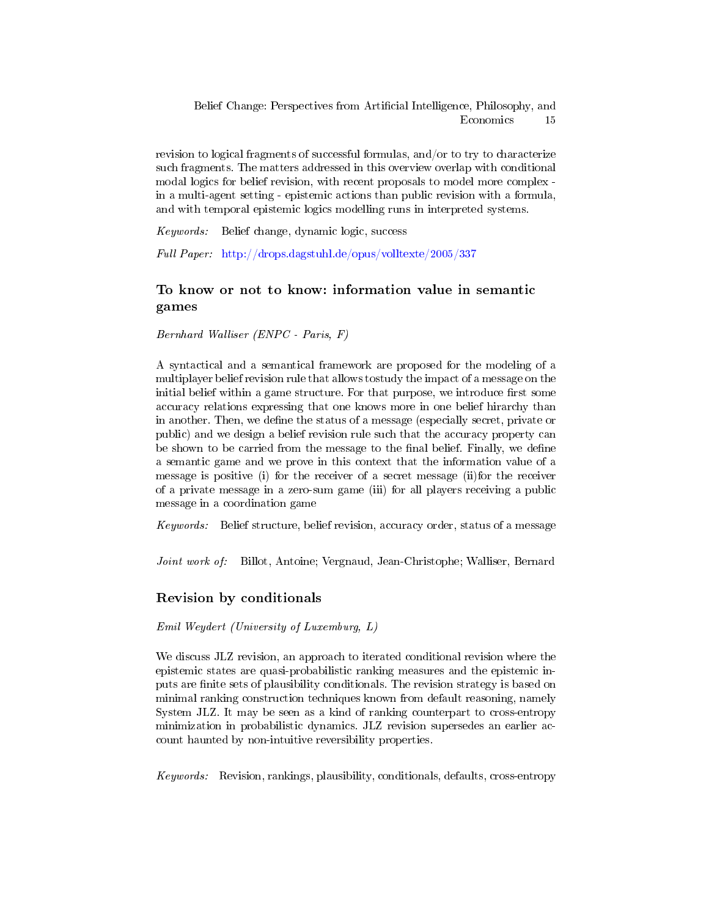revision to logical fragments of successful formulas, and/or to try to characterize such fragments. The matters addressed in this overview overlap with conditional modal logics for belief revision, with recent proposals to model more complex - in a multi-agent setting - epistemic actions than public revision with a formula, and with temporal epistemic logics modelling runs in interpreted systems.

*Keywords:* Belief change, dynamic logic, success

*Full Paper:* http://drops.dagstuhl.de/opus/volltexte/2005/337

## To know or not to know: information value in semantic games

*Bernhard Walliser (ENPC - Paris, F)*

A syntactical and a semantical framework are proposed for the modeling of a multiplayer belief revision rule that allows tostudy the impact of a message on the initial belief within a game structure. For that purpose, we introduce first some accuracy relations expressing that one knows more in one belief hirarchy than in another. Then, we define the status of a message (especially secret, private or public) and we design a belief revision rule such that the accuracy property can be shown to be carried from the message to the final belief. Finally, we define a semantic game and we prove in this context that the information value of a message is positive (i) for the receiver of a secret message (ii)for the receiver of a private message in a zero-sum game (iii) for all players receiving a public message in a coordination game

*Keywords:* Belief structure, belief revision, accuracy order, status of a message

*Joint work of:* Billot, Antoine; Vergnaud, Jean-Christophe; Walliser, Bernard

## Revision by conditionals

*Emil Weydert (University of Luxemburg, L)*

We discuss JLZ revision, an approach to iterated conditional revision where the epistemic states are quasi-probabilistic ranking measures and the epistemic inputs are finite sets of plausibility conditionals. The revision strategy is based on minimal ranking construction techniques known from default reasoning, namely System JLZ. It may be seen as a kind of ranking counterpart to cross-entropy minimization in probabilistic dynamics. JLZ revision supersedes an earlier account haunted by non-intuitive reversibility properties.

*Keywords:* Revision, rankings, plausibility, conditionals, defaults, cross-entropy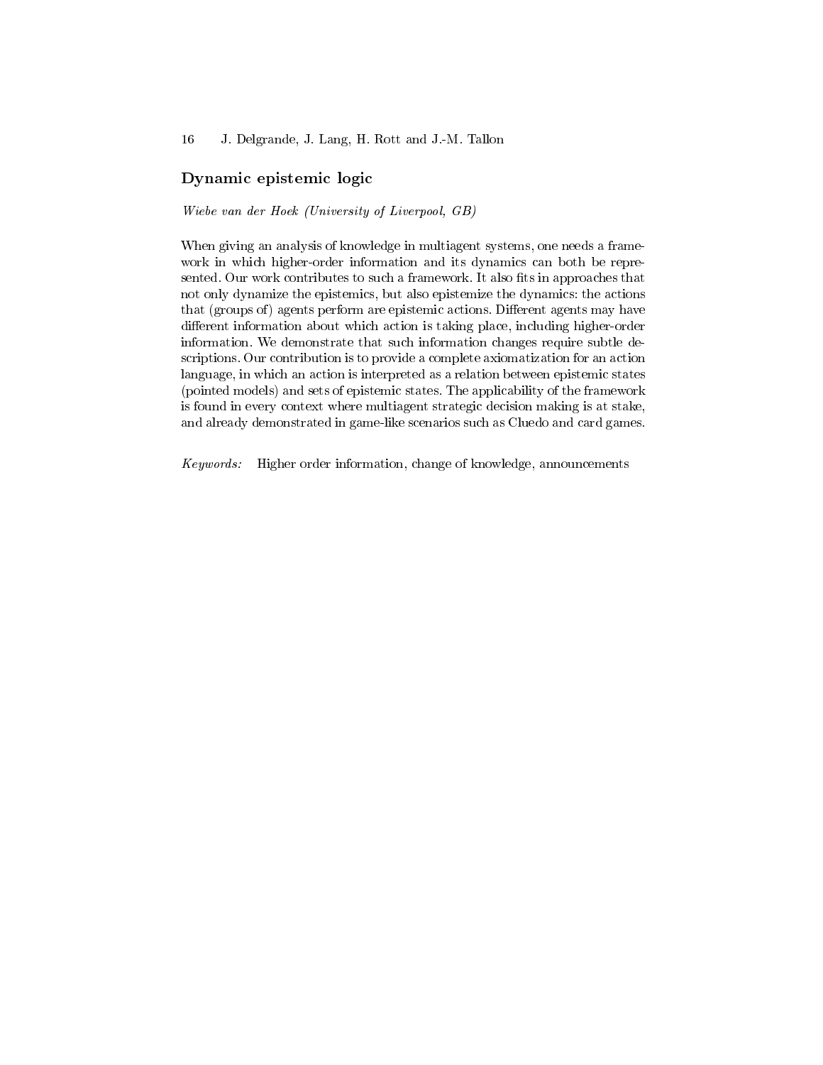## Dynamic epistemic logic

*Wiebe van der Hoek (University of Liverpool, GB)*

When giving an analysis of knowledge in multiagent systems, one needs a framework in which higher-order information and its dynamics can both be represented. Our work contributes to such a framework. It also fits in approaches that not only dynamize the epistemics, but also epistemize the dynamics: the actions that (groups of) agents perform are epistemic actions. Different agents may have different information about which action is taking place, including higher-order information. We demonstrate that such information changes require subtle descriptions. Our contribution is to provide a complete axiomatization for an action language, in which an action is interpreted as a relation between epistemic states (pointed models) and sets of epistemic states. The applicability of the framework is found in every context where multiagent strategic decision making is at stake, and already demonstrated in game-like scenarios such as Cluedo and card games.

*Keywords:* Higher order information, change of knowledge, announcements